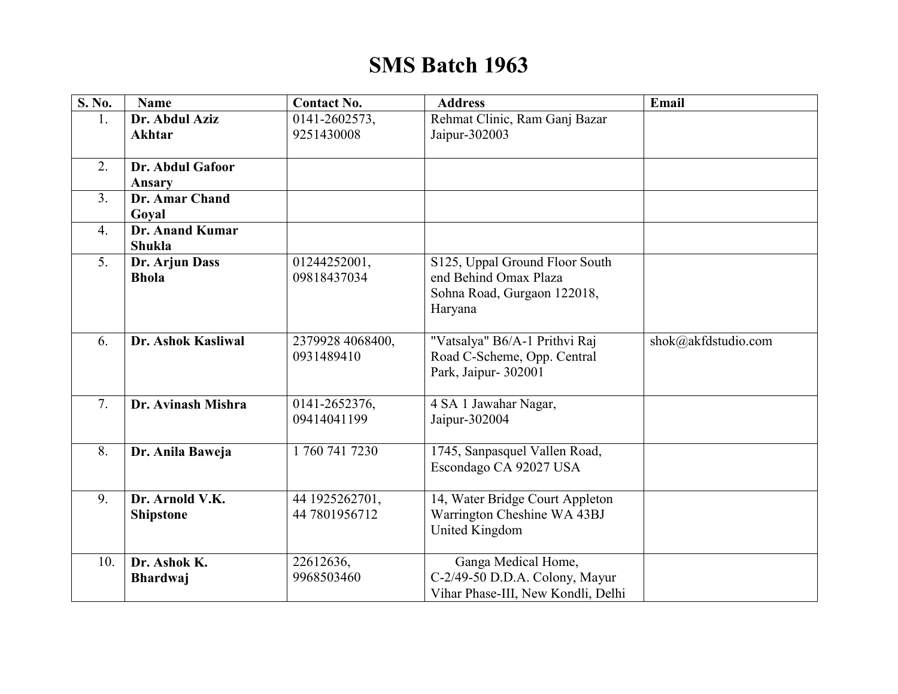# SMS Batch 1963

| S. No. | Name | Contact No. | Address | Email |
|---|---|---|---|---|
| 1. | **Dr. Abdul Aziz Akhtar** | 0141-2602573, 9251430008 | Rehmat Clinic, Ram Ganj Bazar Jaipur-302003 | |
| 2. | **Dr. Abdul Gafoor Ansary** | | | |
| 3. | **Dr. Amar Chand Goyal** | | | |
| 4. | **Dr. Anand Kumar Shukla** | | | |
| 5. | **Dr. Arjun Dass Bhola** | 01244252001, 09818437034 | S125, Uppal Ground Floor South end Behind Omax Plaza Sohna Road, Gurgaon 122018, Haryana | |
| 6. | **Dr. Ashok Kasliwal** | 2379928 4068400, 0931489410 | "Vatsalya" B6/A-1 Prithvi Raj Road C-Scheme, Opp. Central Park, Jaipur- 302001 | shok@akfdstudio.com |
| 7. | **Dr. Avinash Mishra** | 0141-2652376, 09414041199 | 4 SA 1 Jawahar Nagar, Jaipur-302004 | |
| 8. | **Dr. Anila Baweja** | 1 760 741 7230 | 1745, Sanpasquel Vallen Road, Escondago CA 92027 USA | |
| 9. | **Dr. Arnold V.K. Shipstone** | 44 1925262701, 44 7801956712 | 14, Water Bridge Court Appleton Warrington Cheshine WA 43BJ United Kingdom | |
| 10. | **Dr. Ashok K. Bhardwaj** | 22612636, 9968503460 | Ganga Medical Home, C-2/49-50 D.D.A. Colony, Mayur Vihar Phase-III, New Kondli, Delhi | |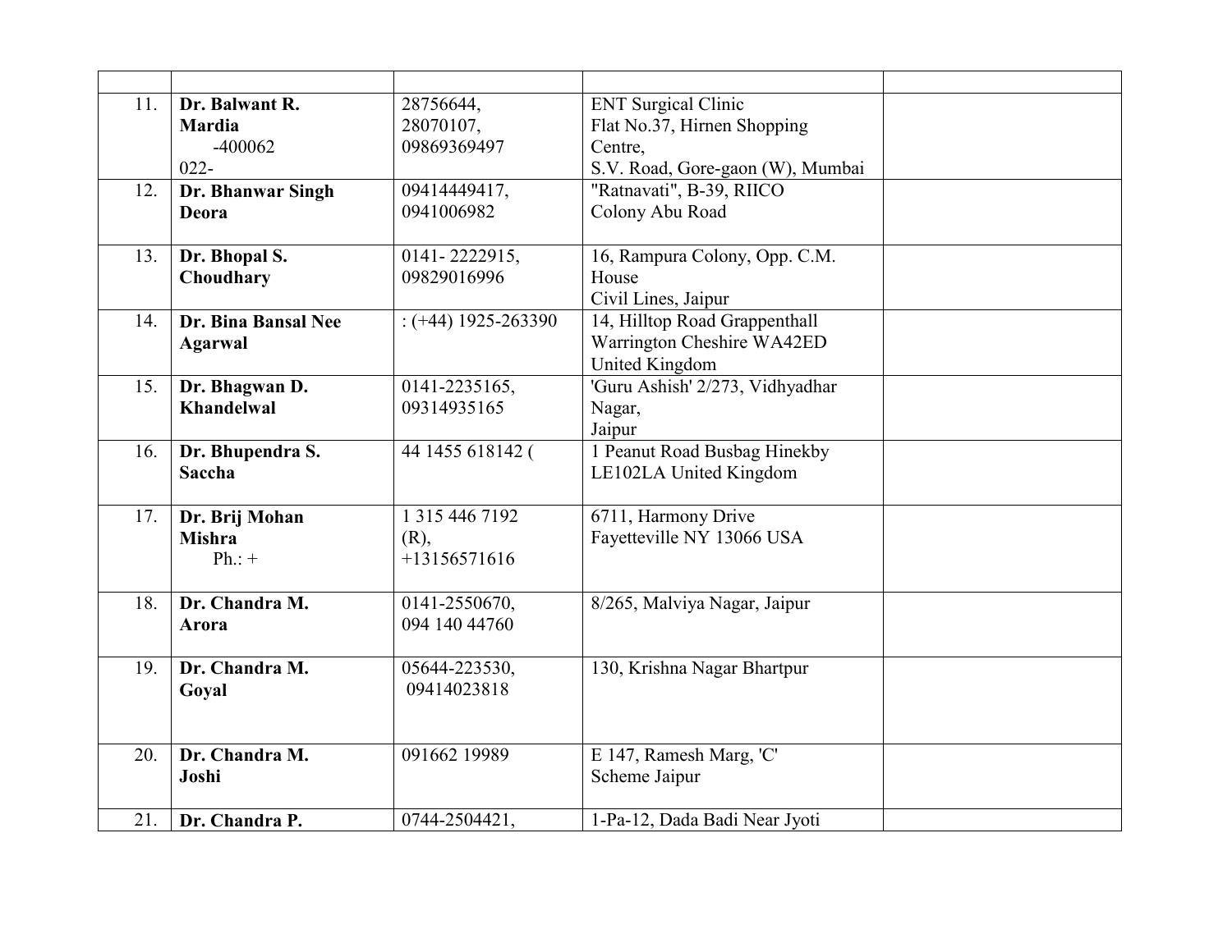| | | | | |
|---|---|---|---|---|
| 11. | **Dr. Balwant R. Mardia** -400062 022- | 28756644, 28070107, 09869369497 | ENT Surgical Clinic Flat No.37, Hirnen Shopping Centre, S.V. Road, Gore-gaon (W), Mumbai | |
| 12. | **Dr. Bhanwar Singh Deora** | 09414449417, 0941006982 | "Ratnavati", B-39, RIICO Colony Abu Road | |
| 13. | **Dr. Bhopal S. Choudhary** | 0141- 2222915, 09829016996 | 16, Rampura Colony, Opp. C.M. House Civil Lines, Jaipur | |
| 14. | **Dr. Bina Bansal Nee Agarwal** | : (+44) 1925-263390 | 14, Hilltop Road Grappenthall Warrington Cheshire WA42ED United Kingdom | |
| 15. | **Dr. Bhagwan D. Khandelwal** | 0141-2235165, 09314935165 | 'Guru Ashish' 2/273, Vidhyadhar Nagar, Jaipur | |
| 16. | **Dr. Bhupendra S. Saccha** | 44 1455 618142 ( | 1 Peanut Road Busbag Hinekby LE102LA United Kingdom | |
| 17. | **Dr. Brij Mohan Mishra** Ph.: + | 1 315 446 7192 (R), +13156571616 | 6711, Harmony Drive Fayetteville NY 13066 USA | |
| 18. | **Dr. Chandra M. Arora** | 0141-2550670, 094 140 44760 | 8/265, Malviya Nagar, Jaipur | |
| 19. | **Dr. Chandra M. Goyal** | 05644-223530, 09414023818 | 130, Krishna Nagar Bhartpur | |
| 20. | **Dr. Chandra M. Joshi** | 091662 19989 | E 147, Ramesh Marg, 'C' Scheme Jaipur | |
| 21. | **Dr. Chandra P.** | 0744-2504421, | 1-Pa-12, Dada Badi Near Jyoti | |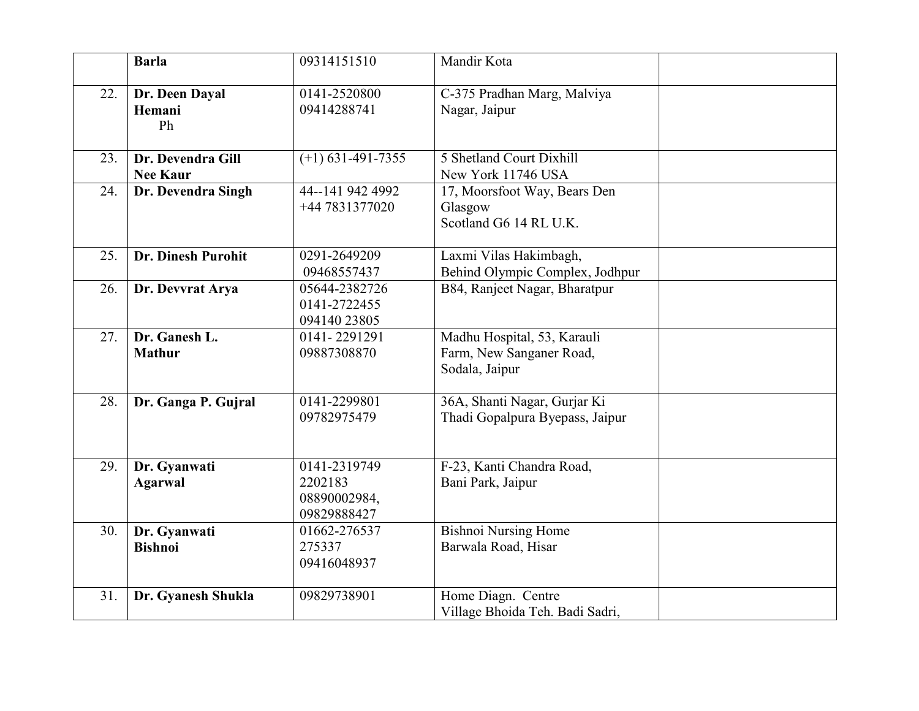| | | | | |
|---|---|---|---|---|
| | **Barla** | 09314151510 | Mandir Kota | |
| 22. | **Dr. Deen Dayal Hemani** Ph | 0141-2520800 09414288741 | C-375 Pradhan Marg, Malviya Nagar, Jaipur | |
| 23. | **Dr. Devendra Gill Nee Kaur** | (+1) 631-491-7355 | 5 Shetland Court Dixhill New York 11746 USA | |
| 24. | **Dr. Devendra Singh** | 44--141 942 4992 +44 7831377020 | 17, Moorsfoot Way, Bears Den Glasgow Scotland G6 14 RL U.K. | |
| 25. | **Dr. Dinesh Purohit** | 0291-2649209 09468557437 | Laxmi Vilas Hakimbagh, Behind Olympic Complex, Jodhpur | |
| 26. | **Dr. Devvrat Arya** | 05644-2382726 0141-2722455 094140 23805 | B84, Ranjeet Nagar, Bharatpur | |
| 27. | **Dr. Ganesh L. Mathur** | 0141- 2291291 09887308870 | Madhu Hospital, 53, Karauli Farm, New Sanganer Road, Sodala, Jaipur | |
| 28. | **Dr. Ganga P. Gujral** | 0141-2299801 09782975479 | 36A, Shanti Nagar, Gurjar Ki Thadi Gopalpura Byepass, Jaipur | |
| 29. | **Dr. Gyanwati Agarwal** | 0141-2319749 2202183 08890002984, 09829888427 | F-23, Kanti Chandra Road, Bani Park, Jaipur | |
| 30. | **Dr. Gyanwati Bishnoi** | 01662-276537 275337 09416048937 | Bishnoi Nursing Home Barwala Road, Hisar | |
| 31. | **Dr. Gyanesh Shukla** | 09829738901 | Home Diagn. Centre Village Bhoida Teh. Badi Sadri, | |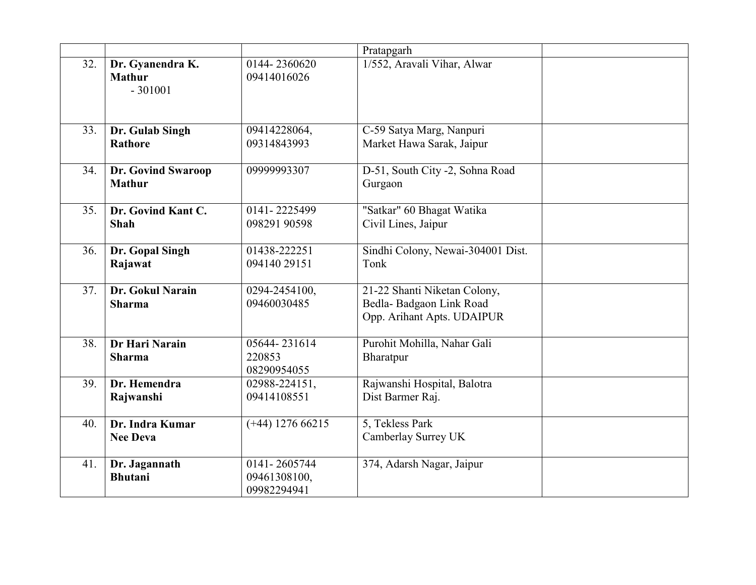| | | | | |
|---|---|---|---|---|
| | | | Pratapgarh | |
| 32. | **Dr. Gyanendra K. Mathur** - 301001 | 0144- 2360620 09414016026 | 1/552, Aravali Vihar, Alwar | |
| 33. | **Dr. Gulab Singh Rathore** | 09414228064, 09314843993 | C-59 Satya Marg, Nanpuri Market Hawa Sarak, Jaipur | |
| 34. | **Dr. Govind Swaroop Mathur** | 09999993307 | D-51, South City -2, Sohna Road Gurgaon | |
| 35. | **Dr. Govind Kant C. Shah** | 0141- 2225499 098291 90598 | "Satkar" 60 Bhagat Watika Civil Lines, Jaipur | |
| 36. | **Dr. Gopal Singh Rajawat** | 01438-222251 094140 29151 | Sindhi Colony, Newai-304001 Dist. Tonk | |
| 37. | **Dr. Gokul Narain Sharma** | 0294-2454100, 09460030485 | 21-22 Shanti Niketan Colony, Bedla- Badgaon Link Road Opp. Arihant Apts. UDAIPUR | |
| 38. | **Dr Hari Narain Sharma** | 05644- 231614 220853 08290954055 | Purohit Mohilla, Nahar Gali Bharatpur | |
| 39. | **Dr. Hemendra Rajwanshi** | 02988-224151, 09414108551 | Rajwanshi Hospital, Balotra Dist Barmer Raj. | |
| 40. | **Dr. Indra Kumar Nee Deva** | (+44) 1276 66215 | 5, Tekless Park Camberlay Surrey UK | |
| 41. | **Dr. Jagannath Bhutani** | 0141- 2605744 09461308100, 09982294941 | 374, Adarsh Nagar, Jaipur | |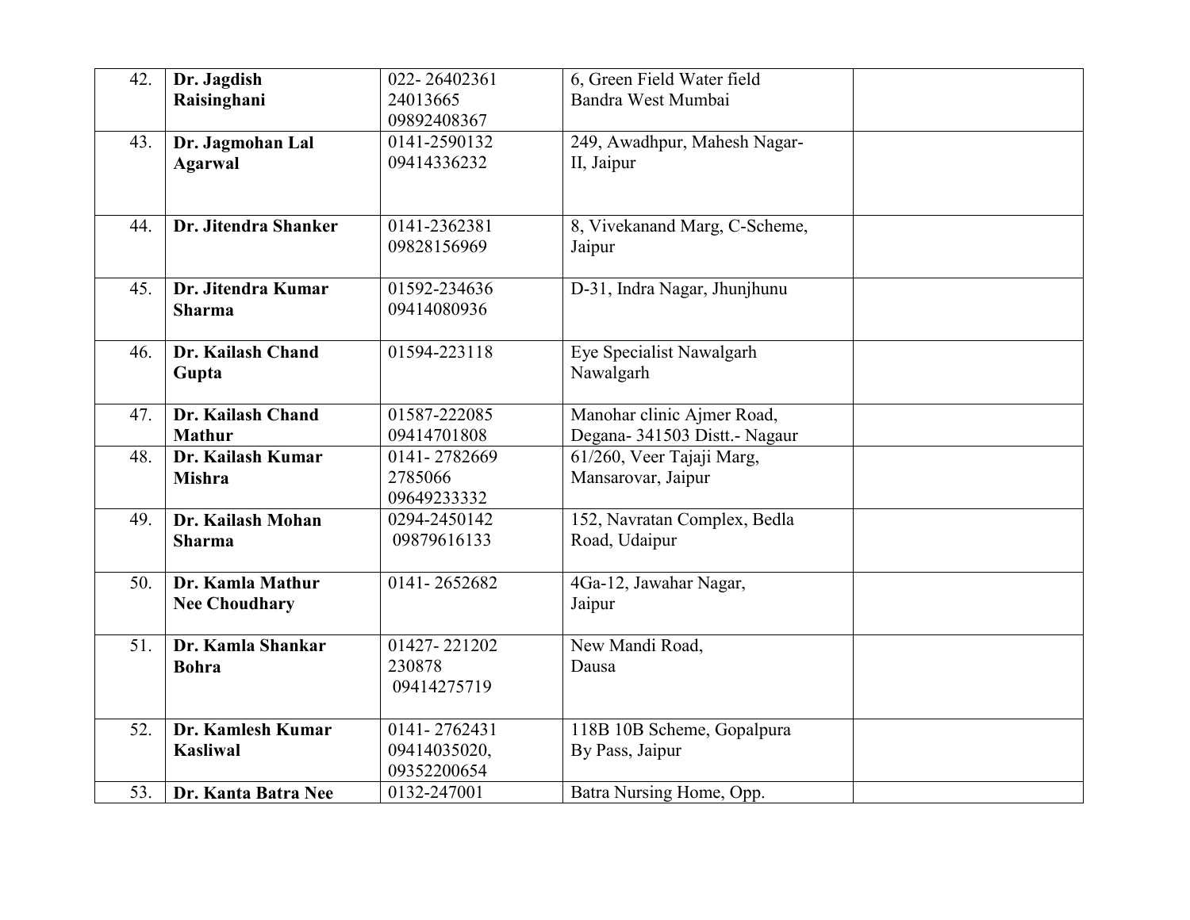| | | | | |
|---|---|---|---|---|
| 42. | **Dr. Jagdish Raisinghani** | 022- 26402361<br>24013665<br>09892408367 | 6, Green Field Water field<br>Bandra West Mumbai | |
| 43. | **Dr. Jagmohan Lal Agarwal** | 0141-2590132<br>09414336232 | 249, Awadhpur, Mahesh Nagar-II, Jaipur | |
| 44. | **Dr. Jitendra Shanker** | 0141-2362381<br>09828156969 | 8, Vivekanand Marg, C-Scheme, Jaipur | |
| 45. | **Dr. Jitendra Kumar Sharma** | 01592-234636<br>09414080936 | D-31, Indra Nagar, Jhunjhunu | |
| 46. | **Dr. Kailash Chand Gupta** | 01594-223118 | Eye Specialist Nawalgarh<br>Nawalgarh | |
| 47. | **Dr. Kailash Chand Mathur** | 01587-222085<br>09414701808 | Manohar clinic Ajmer Road,<br>Degana- 341503 Distt.- Nagaur | |
| 48. | **Dr. Kailash Kumar Mishra** | 0141- 2782669<br>2785066<br>09649233332 | 61/260, Veer Tajaji Marg,<br>Mansarovar, Jaipur | |
| 49. | **Dr. Kailash Mohan Sharma** | 0294-2450142<br>09879616133 | 152, Navratan Complex, Bedla Road, Udaipur | |
| 50. | **Dr. Kamla Mathur Nee Choudhary** | 0141- 2652682 | 4Ga-12, Jawahar Nagar,<br>Jaipur | |
| 51. | **Dr. Kamla Shankar Bohra** | 01427- 221202<br>230878<br>09414275719 | New Mandi Road,<br>Dausa | |
| 52. | **Dr. Kamlesh Kumar Kasliwal** | 0141- 2762431<br>09414035020,<br>09352200654 | 118B 10B Scheme, Gopalpura By Pass, Jaipur | |
| 53. | **Dr. Kanta Batra Nee** | 0132-247001 | Batra Nursing Home, Opp. | |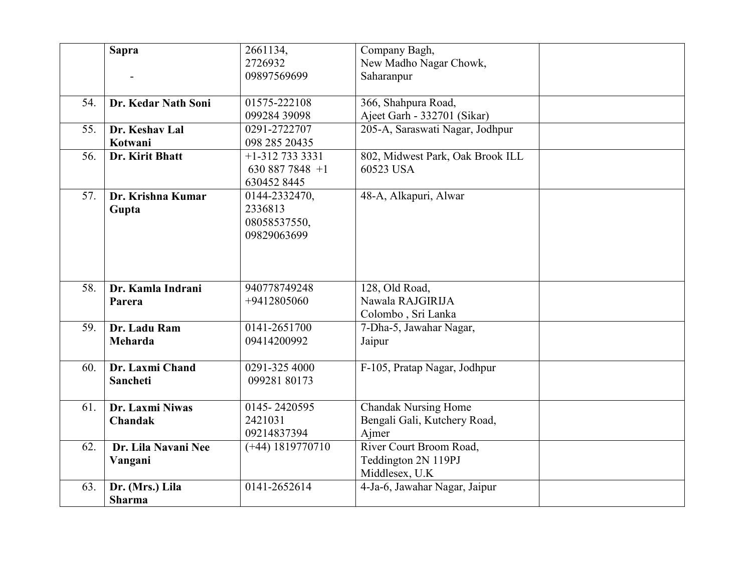| | | | | |
|---|---|---|---|---|
| | **Sapra**<br>- | 2661134,<br>2726932<br>09897569699 | Company Bagh,<br>New Madho Nagar Chowk,<br>Saharanpur | |
| 54. | **Dr. Kedar Nath Soni** | 01575-222108<br>099284 39098 | 366, Shahpura Road,<br>Ajeet Garh - 332701 (Sikar) | |
| 55. | **Dr. Keshav Lal Kotwani** | 0291-2722707<br>098 285 20435 | 205-A, Saraswati Nagar, Jodhpur | |
| 56. | **Dr. Kirit Bhatt** | +1-312 733 3331<br>630 887 7848 +1 630452 8445 | 802, Midwest Park, Oak Brook ILL 60523 USA | |
| 57. | **Dr. Krishna Kumar Gupta** | 0144-2332470,<br>2336813<br>08058537550,<br>09829063699 | 48-A, Alkapuri, Alwar | |
| 58. | **Dr. Kamla Indrani Parera** | 940778749248<br>+9412805060 | 128, Old Road,<br>Nawala RAJGIRIJA<br>Colombo , Sri Lanka | |
| 59. | **Dr. Ladu Ram Meharda** | 0141-2651700<br>09414200992 | 7-Dha-5, Jawahar Nagar,<br>Jaipur | |
| 60. | **Dr. Laxmi Chand Sancheti** | 0291-325 4000<br>099281 80173 | F-105, Pratap Nagar, Jodhpur | |
| 61. | **Dr. Laxmi Niwas Chandak** | 0145- 2420595<br>2421031<br>09214837394 | Chandak Nursing Home<br>Bengali Gali, Kutchery Road,<br>Ajmer | |
| 62. | **Dr. Lila Navani Nee Vangani** | (+44) 1819770710 | River Court Broom Road,<br>Teddington 2N 119PJ<br>Middlesex, U.K | |
| 63. | **Dr. (Mrs.) Lila Sharma** | 0141-2652614 | 4-Ja-6, Jawahar Nagar, Jaipur | |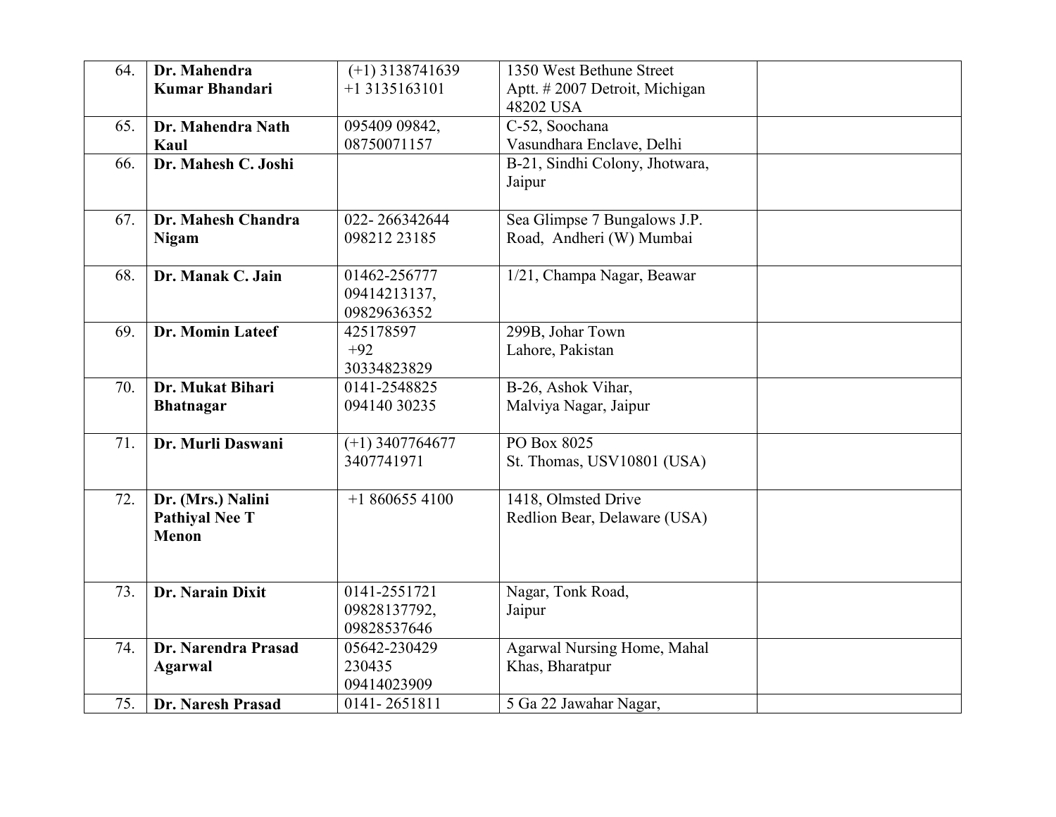| 64. | **Dr. Mahendra Kumar Bhandari** | (+1) 3138741639 +1 3135163101 | 1350 West Bethune Street Aptt. # 2007 Detroit, Michigan 48202 USA | |
|---|---|---|---|---|
| 65. | **Dr. Mahendra Nath Kaul** | 095409 09842, 08750071157 | C-52, Soochana Vasundhara Enclave, Delhi | |
| 66. | **Dr. Mahesh C. Joshi** | | B-21, Sindhi Colony, Jhotwara, Jaipur | |
| 67. | **Dr. Mahesh Chandra Nigam** | 022- 266342644 098212 23185 | Sea Glimpse 7 Bungalows J.P. Road, Andheri (W) Mumbai | |
| 68. | **Dr. Manak C. Jain** | 01462-256777 09414213137, 09829636352 | 1/21, Champa Nagar, Beawar | |
| 69. | **Dr. Momin Lateef** | 425178597 +92 30334823829 | 299B, Johar Town Lahore, Pakistan | |
| 70. | **Dr. Mukat Bihari Bhatnagar** | 0141-2548825 094140 30235 | B-26, Ashok Vihar, Malviya Nagar, Jaipur | |
| 71. | **Dr. Murli Daswani** | (+1) 3407764677 3407741971 | PO Box 8025 St. Thomas, USV10801 (USA) | |
| 72. | **Dr. (Mrs.) Nalini Pathiyal Nee T Menon** | +1 860655 4100 | 1418, Olmsted Drive Redlion Bear, Delaware (USA) | |
| 73. | **Dr. Narain Dixit** | 0141-2551721 09828137792, 09828537646 | Nagar, Tonk Road, Jaipur | |
| 74. | **Dr. Narendra Prasad Agarwal** | 05642-230429 230435 09414023909 | Agarwal Nursing Home, Mahal Khas, Bharatpur | |
| 75. | **Dr. Naresh Prasad** | 0141- 2651811 | 5 Ga 22 Jawahar Nagar, | |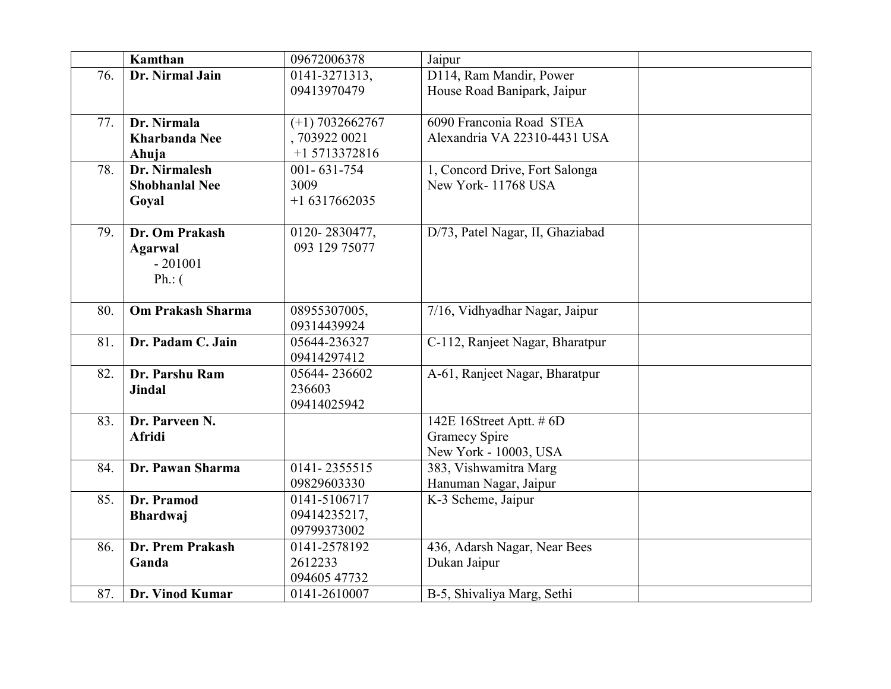| | | | | |
|---|---|---|---|---|
| | **Kamthan** | 09672006378 | Jaipur | |
| 76. | **Dr. Nirmal Jain** | 0141-3271313, 09413970479 | D114, Ram Mandir, Power House Road Banipark, Jaipur | |
| 77. | **Dr. Nirmala Kharbanda Nee Ahuja** | (+1) 7032662767 , 703922 0021 +1 5713372816 | 6090 Franconia Road STEA Alexandria VA 22310-4431 USA | |
| 78. | **Dr. Nirmalesh Shobhanlal Nee Goyal** | 001- 631-754 3009 +1 6317662035 | 1, Concord Drive, Fort Salonga New York- 11768 USA | |
| 79. | **Dr. Om Prakash Agarwal** - 201001 Ph.: ( | 0120- 2830477, 093 129 75077 | D/73, Patel Nagar, II, Ghaziabad | |
| 80. | **Om Prakash Sharma** | 08955307005, 09314439924 | 7/16, Vidhyadhar Nagar, Jaipur | |
| 81. | **Dr. Padam C. Jain** | 05644-236327 09414297412 | C-112, Ranjeet Nagar, Bharatpur | |
| 82. | **Dr. Parshu Ram Jindal** | 05644- 236602 236603 09414025942 | A-61, Ranjeet Nagar, Bharatpur | |
| 83. | **Dr. Parveen N. Afridi** | | 142E 16Street Aptt. # 6D Gramecy Spire New York - 10003, USA | |
| 84. | **Dr. Pawan Sharma** | 0141- 2355515 09829603330 | 383, Vishwamitra Marg Hanuman Nagar, Jaipur | |
| 85. | **Dr. Pramod Bhardwaj** | 0141-5106717 09414235217, 09799373002 | K-3 Scheme, Jaipur | |
| 86. | **Dr. Prem Prakash Ganda** | 0141-2578192 2612233 094605 47732 | 436, Adarsh Nagar, Near Bees Dukan Jaipur | |
| 87. | **Dr. Vinod Kumar** | 0141-2610007 | B-5, Shivaliya Marg, Sethi | |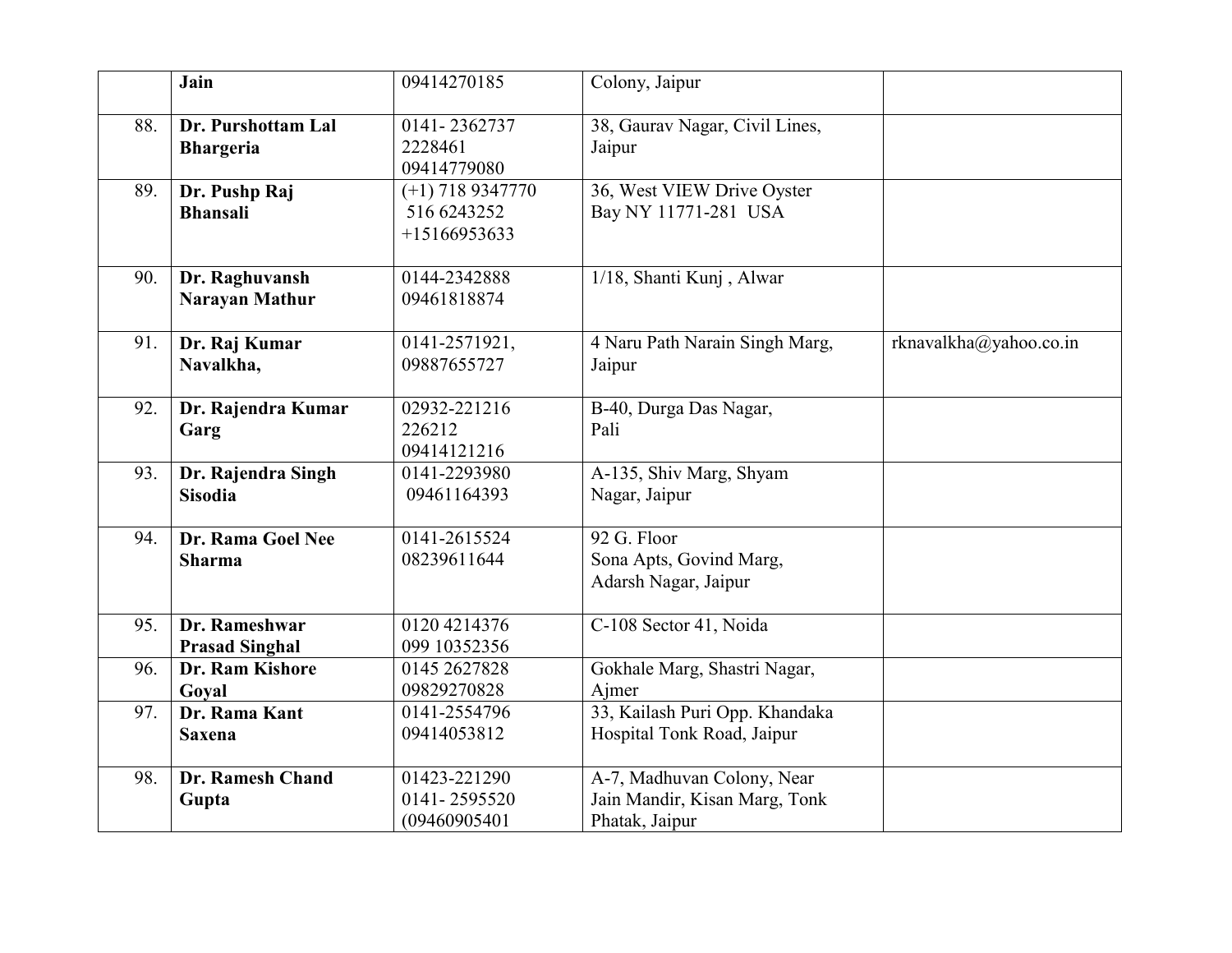|  | Jain | 09414270185 | Colony, Jaipur |  |
|---|---|---|---|---|
| 88. | **Dr. Purshottam Lal Bhargeria** | 0141- 2362737 2228461 09414779080 | 38, Gaurav Nagar, Civil Lines, Jaipur |  |
| 89. | **Dr. Pushp Raj Bhansali** | (+1) 718 9347770 516 6243252 +15166953633 | 36, West VIEW Drive Oyster Bay NY 11771-281 USA |  |
| 90. | **Dr. Raghuvansh Narayan Mathur** | 0144-2342888 09461818874 | 1/18, Shanti Kunj , Alwar |  |
| 91. | **Dr. Raj Kumar Navalkha,** | 0141-2571921, 09887655727 | 4 Naru Path Narain Singh Marg, Jaipur | rknavalkha@yahoo.co.in |
| 92. | **Dr. Rajendra Kumar Garg** | 02932-221216 226212 09414121216 | B-40, Durga Das Nagar, Pali |  |
| 93. | **Dr. Rajendra Singh Sisodia** | 0141-2293980 09461164393 | A-135, Shiv Marg, Shyam Nagar, Jaipur |  |
| 94. | **Dr. Rama Goel Nee Sharma** | 0141-2615524 08239611644 | 92 G. Floor Sona Apts, Govind Marg, Adarsh Nagar, Jaipur |  |
| 95. | **Dr. Rameshwar Prasad Singhal** | 0120 4214376 099 10352356 | C-108 Sector 41, Noida |  |
| 96. | **Dr. Ram Kishore Goyal** | 0145 2627828 09829270828 | Gokhale Marg, Shastri Nagar, Ajmer |  |
| 97. | **Dr. Rama Kant Saxena** | 0141-2554796 09414053812 | 33, Kailash Puri Opp. Khandaka Hospital Tonk Road, Jaipur |  |
| 98. | **Dr. Ramesh Chand Gupta** | 01423-221290 0141- 2595520 (09460905401 | A-7, Madhuvan Colony, Near Jain Mandir, Kisan Marg, Tonk Phatak, Jaipur |  |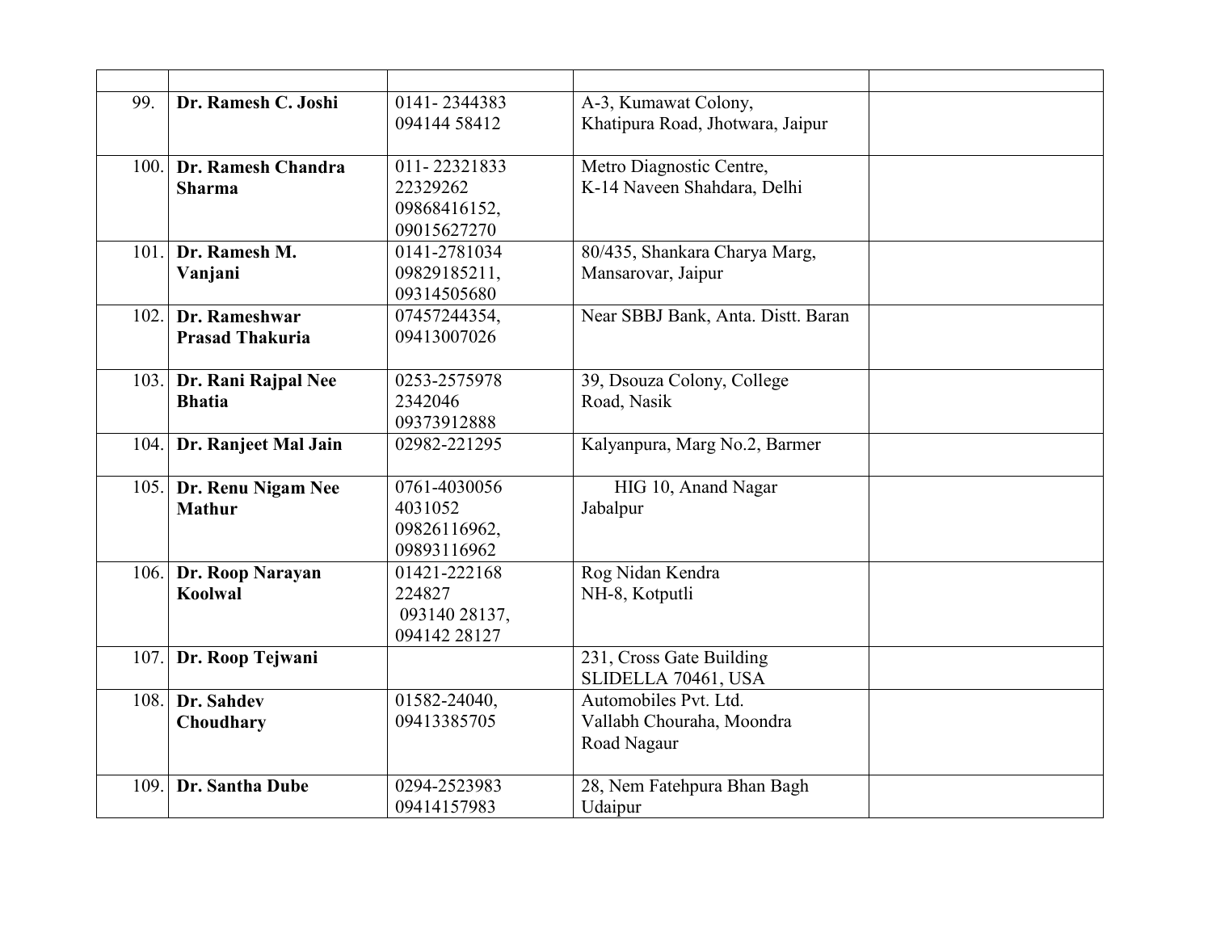| | | | | |
|---|---|---|---|---|
| 99. | **Dr. Ramesh C. Joshi** | 0141- 2344383<br>094144 58412 | A-3, Kumawat Colony,<br>Khatipura Road, Jhotwara, Jaipur | |
| 100. | **Dr. Ramesh Chandra Sharma** | 011- 22321833<br>22329262<br>09868416152,<br>09015627270 | Metro Diagnostic Centre,<br>K-14 Naveen Shahdara, Delhi | |
| 101. | **Dr. Ramesh M. Vanjani** | 0141-2781034<br>09829185211,<br>09314505680 | 80/435, Shankara Charya Marg,<br>Mansarovar, Jaipur | |
| 102. | **Dr. Rameshwar Prasad Thakuria** | 07457244354,<br>09413007026 | Near SBBJ Bank, Anta. Distt. Baran | |
| 103. | **Dr. Rani Rajpal Nee Bhatia** | 0253-2575978<br>2342046<br>09373912888 | 39, Dsouza Colony, College<br>Road, Nasik | |
| 104. | **Dr. Ranjeet Mal Jain** | 02982-221295 | Kalyanpura, Marg No.2, Barmer | |
| 105. | **Dr. Renu Nigam Nee Mathur** | 0761-4030056<br>4031052<br>09826116962,<br>09893116962 | HIG 10, Anand Nagar<br>Jabalpur | |
| 106. | **Dr. Roop Narayan Koolwal** | 01421-222168<br>224827<br>093140 28137,<br>094142 28127 | Rog Nidan Kendra<br>NH-8, Kotputli | |
| 107. | **Dr. Roop Tejwani** | | 231, Cross Gate Building<br>SLIDELLA 70461, USA | |
| 108. | **Dr. Sahdev Choudhary** | 01582-24040,<br>09413385705 | Automobiles Pvt. Ltd.<br>Vallabh Chouraha, Moondra<br>Road Nagaur | |
| 109. | **Dr. Santha Dube** | 0294-2523983<br>09414157983 | 28, Nem Fatehpura Bhan Bagh<br>Udaipur | |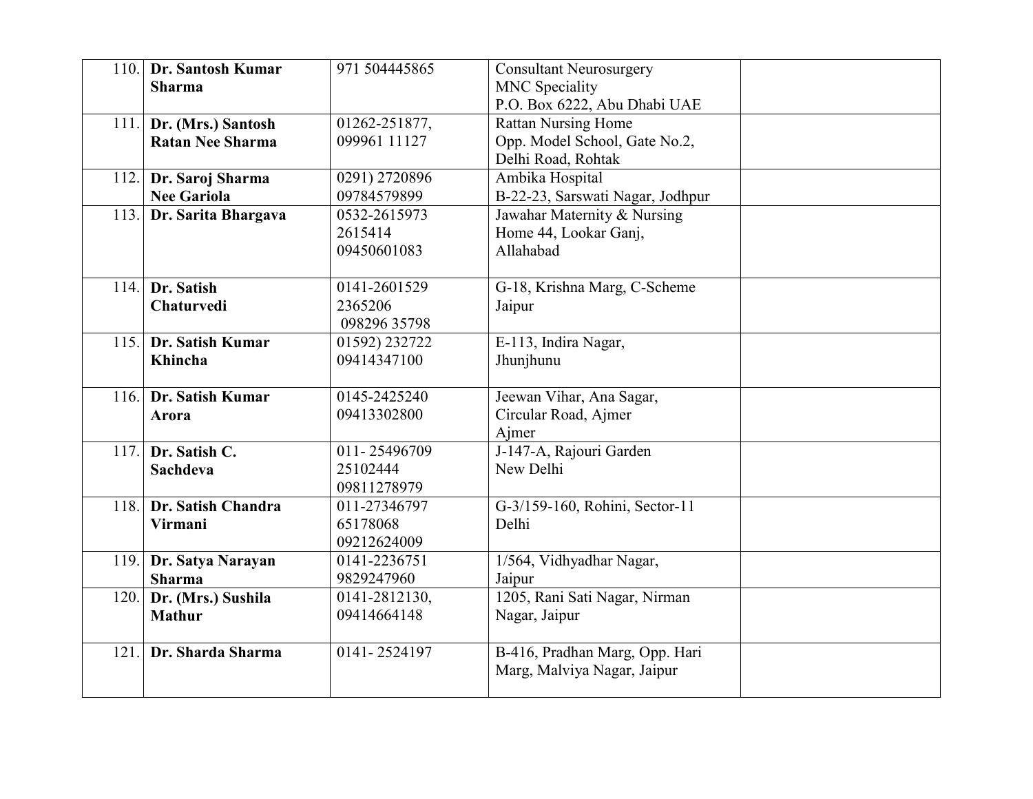| | | | | |
|---|---|---|---|---|
| 110. | **Dr. Santosh Kumar Sharma** | 971 504445865 | Consultant Neurosurgery MNC Speciality P.O. Box 6222, Abu Dhabi UAE | |
| 111. | **Dr. (Mrs.) Santosh Ratan Nee Sharma** | 01262-251877, 099961 11127 | Rattan Nursing Home Opp. Model School, Gate No.2, Delhi Road, Rohtak | |
| 112. | **Dr. Saroj Sharma Nee Gariola** | 0291) 2720896 09784579899 | Ambika Hospital B-22-23, Sarswati Nagar, Jodhpur | |
| 113. | **Dr. Sarita Bhargava** | 0532-2615973 2615414 09450601083 | Jawahar Maternity & Nursing Home 44, Lookar Ganj, Allahabad | |
| 114. | **Dr. Satish Chaturvedi** | 0141-2601529 2365206 098296 35798 | G-18, Krishna Marg, C-Scheme Jaipur | |
| 115. | **Dr. Satish Kumar Khincha** | 01592) 232722 09414347100 | E-113, Indira Nagar, Jhunjhunu | |
| 116. | **Dr. Satish Kumar Arora** | 0145-2425240 09413302800 | Jeewan Vihar, Ana Sagar, Circular Road, Ajmer Ajmer | |
| 117. | **Dr. Satish C. Sachdeva** | 011- 25496709 25102444 09811278979 | J-147-A, Rajouri Garden New Delhi | |
| 118. | **Dr. Satish Chandra Virmani** | 011-27346797 65178068 09212624009 | G-3/159-160, Rohini, Sector-11 Delhi | |
| 119. | **Dr. Satya Narayan Sharma** | 0141-2236751 9829247960 | 1/564, Vidhyadhar Nagar, Jaipur | |
| 120. | **Dr. (Mrs.) Sushila Mathur** | 0141-2812130, 09414664148 | 1205, Rani Sati Nagar, Nirman Nagar, Jaipur | |
| 121. | **Dr. Sharda Sharma** | 0141- 2524197 | B-416, Pradhan Marg, Opp. Hari Marg, Malviya Nagar, Jaipur | |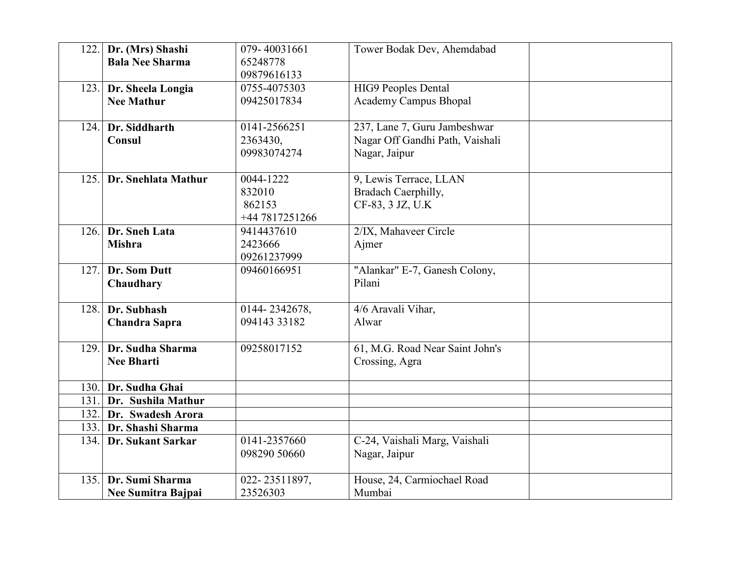| | | | | |
|---|---|---|---|---|
| 122. | **Dr. (Mrs) Shashi Bala Nee Sharma** | 079- 40031661<br>65248778<br>09879616133 | Tower Bodak Dev, Ahemdabad | |
| 123. | **Dr. Sheela Longia Nee Mathur** | 0755-4075303<br>09425017834 | HIG9 Peoples Dental Academy Campus Bhopal | |
| 124. | **Dr. Siddharth Consul** | 0141-2566251<br>2363430,<br>09983074274 | 237, Lane 7, Guru Jambeshwar Nagar Off Gandhi Path, Vaishali Nagar, Jaipur | |
| 125. | **Dr. Snehlata Mathur** | 0044-1222<br>832010<br>862153<br>+44 7817251266 | 9, Lewis Terrace, LLAN Bradach Caerphilly, CF-83, 3 JZ, U.K | |
| 126. | **Dr. Sneh Lata Mishra** | 9414437610<br>2423666<br>09261237999 | 2/IX, Mahaveer Circle Ajmer | |
| 127. | **Dr. Som Dutt Chaudhary** | 09460166951 | "Alankar" E-7, Ganesh Colony, Pilani | |
| 128. | **Dr. Subhash Chandra Sapra** | 0144- 2342678,<br>094143 33182 | 4/6 Aravali Vihar, Alwar | |
| 129. | **Dr. Sudha Sharma Nee Bharti** | 09258017152 | 61, M.G. Road Near Saint John's Crossing, Agra | |
| 130. | **Dr. Sudha Ghai** | | | |
| 131. | **Dr. Sushila Mathur** | | | |
| 132. | **Dr. Swadesh Arora** | | | |
| 133. | **Dr. Shashi Sharma** | | | |
| 134. | **Dr. Sukant Sarkar** | 0141-2357660<br>098290 50660 | C-24, Vaishali Marg, Vaishali Nagar, Jaipur | |
| 135. | **Dr. Sumi Sharma Nee Sumitra Bajpai** | 022- 23511897,<br>23526303 | House, 24, Carmiochael Road Mumbai | |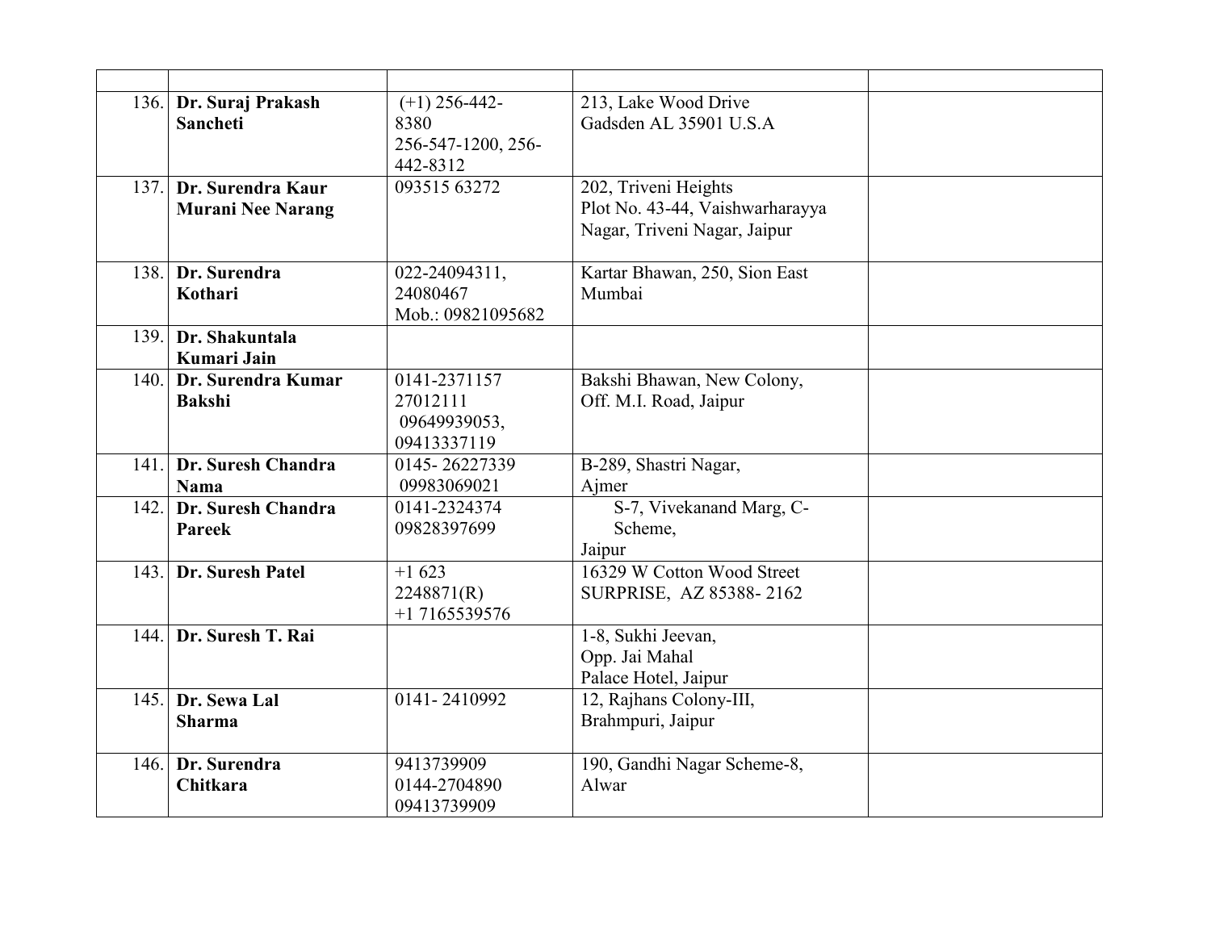| | | | | |
|---|---|---|---|---|
| 136. | **Dr. Suraj Prakash Sancheti** | (+1) 256-442-8380 256-547-1200, 256-442-8312 | 213, Lake Wood Drive Gadsden AL 35901 U.S.A | |
| 137. | **Dr. Surendra Kaur Murani Nee Narang** | 093515 63272 | 202, Triveni Heights Plot No. 43-44, Vaishwarharayya Nagar, Triveni Nagar, Jaipur | |
| 138. | **Dr. Surendra Kothari** | 022-24094311, 24080467 Mob.: 09821095682 | Kartar Bhawan, 250, Sion East Mumbai | |
| 139. | **Dr. Shakuntala Kumari Jain** | | | |
| 140. | **Dr. Surendra Kumar Bakshi** | 0141-2371157 27012111 09649939053, 09413337119 | Bakshi Bhawan, New Colony, Off. M.I. Road, Jaipur | |
| 141. | **Dr. Suresh Chandra Nama** | 0145- 26227339 09983069021 | B-289, Shastri Nagar, Ajmer | |
| 142. | **Dr. Suresh Chandra Pareek** | 0141-2324374 09828397699 | S-7, Vivekanand Marg, C-Scheme, Jaipur | |
| 143. | **Dr. Suresh Patel** | +1 623 2248871(R) +1 7165539576 | 16329 W Cotton Wood Street SURPRISE, AZ 85388- 2162 | |
| 144. | **Dr. Suresh T. Rai** | | 1-8, Sukhi Jeevan, Opp. Jai Mahal Palace Hotel, Jaipur | |
| 145. | **Dr. Sewa Lal Sharma** | 0141- 2410992 | 12, Rajhans Colony-III, Brahmpuri, Jaipur | |
| 146. | **Dr. Surendra Chitkara** | 9413739909 0144-2704890 09413739909 | 190, Gandhi Nagar Scheme-8, Alwar | |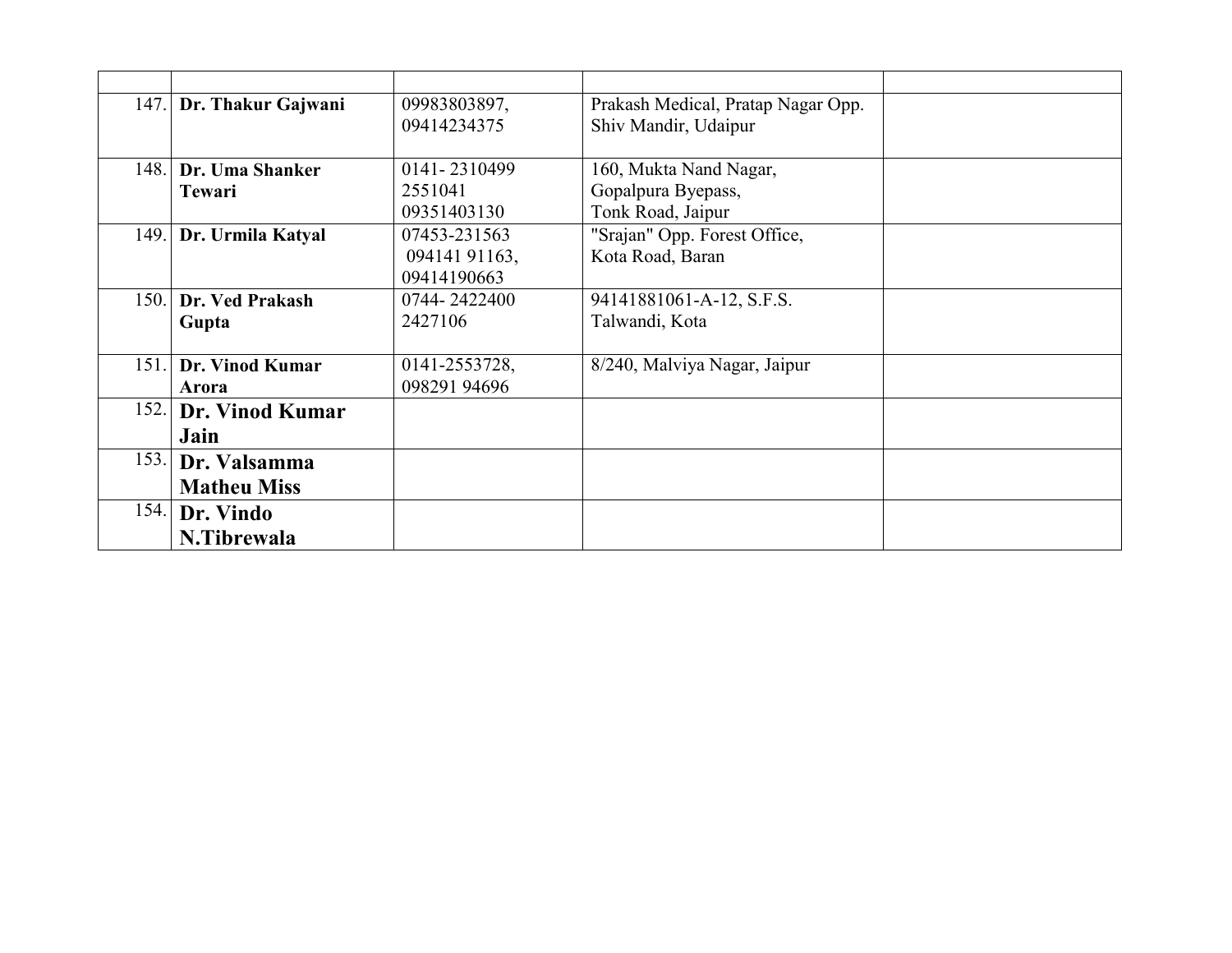| | | | | |
|---|---|---|---|---|
| 147. | **Dr. Thakur Gajwani** | 09983803897, 09414234375 | Prakash Medical, Pratap Nagar Opp. Shiv Mandir, Udaipur | |
| 148. | **Dr. Uma Shanker Tewari** | 0141- 2310499 2551041 09351403130 | 160, Mukta Nand Nagar, Gopalpura Byepass, Tonk Road, Jaipur | |
| 149. | **Dr. Urmila Katyal** | 07453-231563 094141 91163, 09414190663 | "Srajan" Opp. Forest Office, Kota Road, Baran | |
| 150. | **Dr. Ved Prakash Gupta** | 0744- 2422400 2427106 | 94141881061-A-12, S.F.S. Talwandi, Kota | |
| 151. | **Dr. Vinod Kumar Arora** | 0141-2553728, 098291 94696 | 8/240, Malviya Nagar, Jaipur | |
| 152. | **Dr. Vinod Kumar Jain** | | | |
| 153. | **Dr. Valsamma Matheu Miss** | | | |
| 154. | **Dr. Vindo N.Tibrewala** | | | |